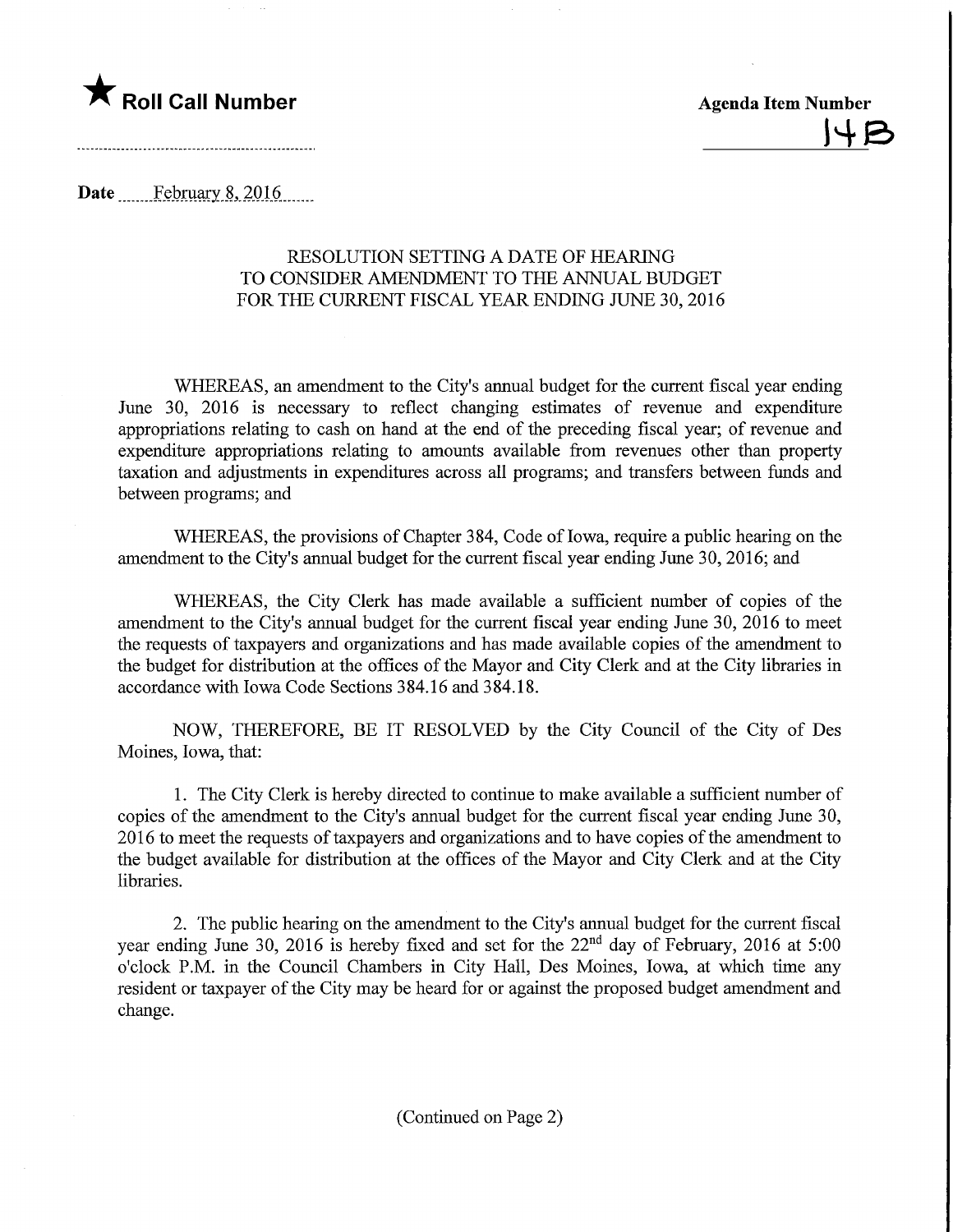★ **Roll Call Number**

**Agenda Item Number**

14B

**Date** February 8, 2016

RESOLUTION SETTING A DATE OF HEARING
TO CONSIDER AMENDMENT TO THE ANNUAL BUDGET
FOR THE CURRENT FISCAL YEAR ENDING JUNE 30, 2016

WHEREAS, an amendment to the City's annual budget for the current fiscal year ending June 30, 2016 is necessary to reflect changing estimates of revenue and expenditure appropriations relating to cash on hand at the end of the preceding fiscal year; of revenue and expenditure appropriations relating to amounts available from revenues other than property taxation and adjustments in expenditures across all programs; and transfers between funds and between programs; and

WHEREAS, the provisions of Chapter 384, Code of Iowa, require a public hearing on the amendment to the City's annual budget for the current fiscal year ending June 30, 2016; and

WHEREAS, the City Clerk has made available a sufficient number of copies of the amendment to the City's annual budget for the current fiscal year ending June 30, 2016 to meet the requests of taxpayers and organizations and has made available copies of the amendment to the budget for distribution at the offices of the Mayor and City Clerk and at the City libraries in accordance with Iowa Code Sections 384.16 and 384.18.

NOW, THEREFORE, BE IT RESOLVED by the City Council of the City of Des Moines, Iowa, that:

1. The City Clerk is hereby directed to continue to make available a sufficient number of copies of the amendment to the City's annual budget for the current fiscal year ending June 30, 2016 to meet the requests of taxpayers and organizations and to have copies of the amendment to the budget available for distribution at the offices of the Mayor and City Clerk and at the City libraries.

2. The public hearing on the amendment to the City's annual budget for the current fiscal year ending June 30, 2016 is hereby fixed and set for the 22nd day of February, 2016 at 5:00 o'clock P.M. in the Council Chambers in City Hall, Des Moines, Iowa, at which time any resident or taxpayer of the City may be heard for or against the proposed budget amendment and change.

(Continued on Page 2)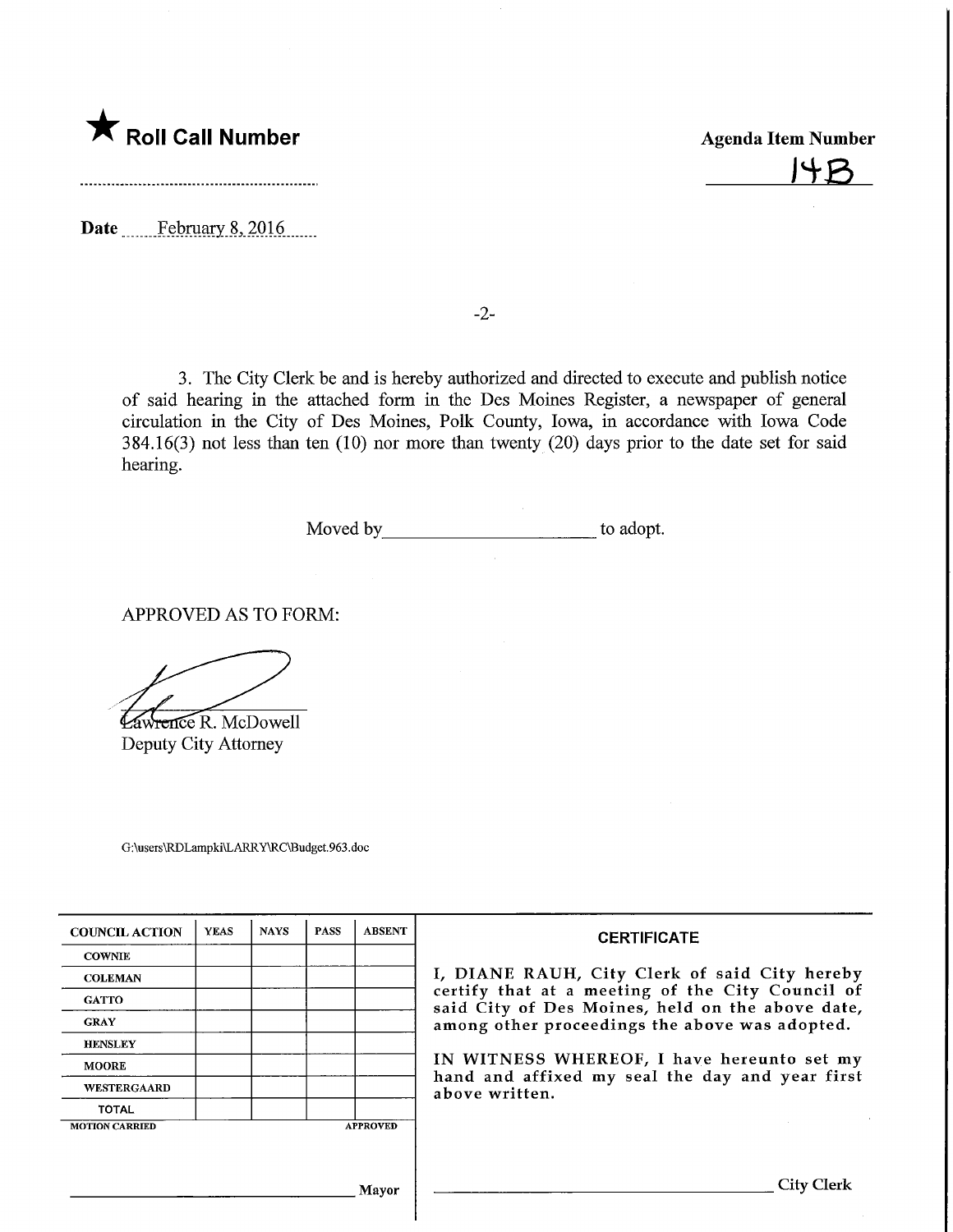★ **Roll Call Number**

**Agenda Item Number**

14B

**Date** February 8, 2016

3. The City Clerk be and is hereby authorized and directed to execute and publish notice of said hearing in the attached form in the Des Moines Register, a newspaper of general circulation in the City of Des Moines, Polk County, Iowa, in accordance with Iowa Code 384.16(3) not less than ten (10) nor more than twenty (20) days prior to the date set for said hearing.

Moved by ______________________ to adopt.

APPROVED AS TO FORM:

Lawrence R. McDowell
Deputy City Attorney

G:\users\RDLampki\LARRY\RC\Budget.963.doc

| COUNCIL ACTION | YEAS | NAYS | PASS | ABSENT |
|---|---|---|---|---|
| COWNIE | | | | |
| COLEMAN | | | | |
| GATTO | | | | |
| GRAY | | | | |
| HENSLEY | | | | |
| MOORE | | | | |
| WESTERGAARD | | | | |
| TOTAL | | | | |
| MOTION CARRIED | | | | APPROVED |

______________________ Mayor

**CERTIFICATE**

I, DIANE RAUH, City Clerk of said City hereby certify that at a meeting of the City Council of said City of Des Moines, held on the above date, among other proceedings the above was adopted.

IN WITNESS WHEREOF, I have hereunto set my hand and affixed my seal the day and year first above written.

______________________ City Clerk